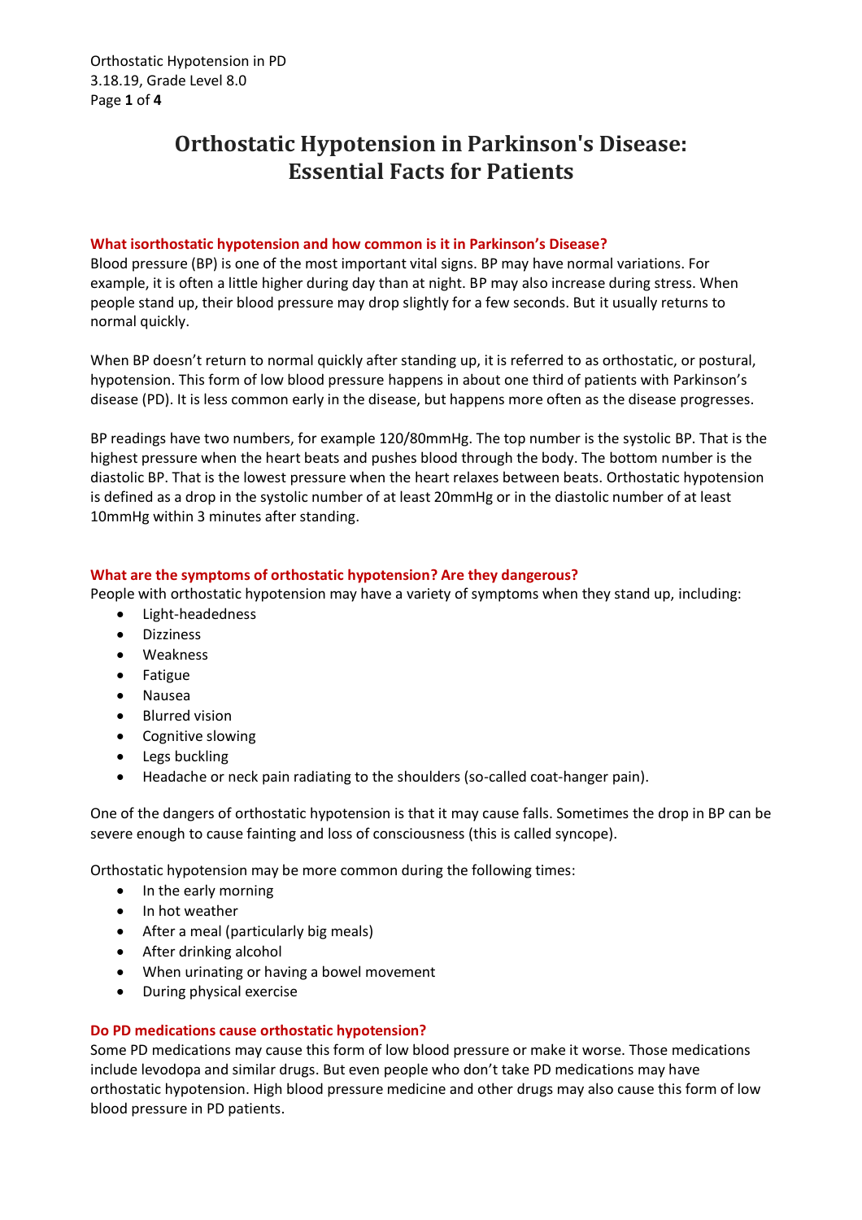# Orthostatic Hypotension in Parkinson's Disease: Essential Facts for Patients

### What isorthostatic hypotension and how common is it in Parkinson's Disease?

Blood pressure (BP) is one of the most important vital signs. BP may have normal variations. For example, it is often a little higher during day than at night. BP may also increase during stress. When people stand up, their blood pressure may drop slightly for a few seconds. But it usually returns to normal quickly.

When BP doesn't return to normal quickly after standing up, it is referred to as orthostatic, or postural, hypotension. This form of low blood pressure happens in about one third of patients with Parkinson's disease (PD). It is less common early in the disease, but happens more often as the disease progresses.

BP readings have two numbers, for example 120/80mmHg. The top number is the systolic BP. That is the highest pressure when the heart beats and pushes blood through the body. The bottom number is the diastolic BP. That is the lowest pressure when the heart relaxes between beats. Orthostatic hypotension is defined as a drop in the systolic number of at least 20mmHg or in the diastolic number of at least 10mmHg within 3 minutes after standing.

### What are the symptoms of orthostatic hypotension? Are they dangerous?

People with orthostatic hypotension may have a variety of symptoms when they stand up, including:

- Light-headedness
- Dizziness
- Weakness
- Fatigue
- Nausea
- Blurred vision
- Cognitive slowing
- Legs buckling
- Headache or neck pain radiating to the shoulders (so-called coat-hanger pain).

One of the dangers of orthostatic hypotension is that it may cause falls. Sometimes the drop in BP can be severe enough to cause fainting and loss of consciousness (this is called syncope).

Orthostatic hypotension may be more common during the following times:

- In the early morning
- In hot weather
- After a meal (particularly big meals)
- After drinking alcohol
- When urinating or having a bowel movement
- During physical exercise

### Do PD medications cause orthostatic hypotension?

Some PD medications may cause this form of low blood pressure or make it worse. Those medications include levodopa and similar drugs. But even people who don't take PD medications may have orthostatic hypotension. High blood pressure medicine and other drugs may also cause this form of low blood pressure in PD patients.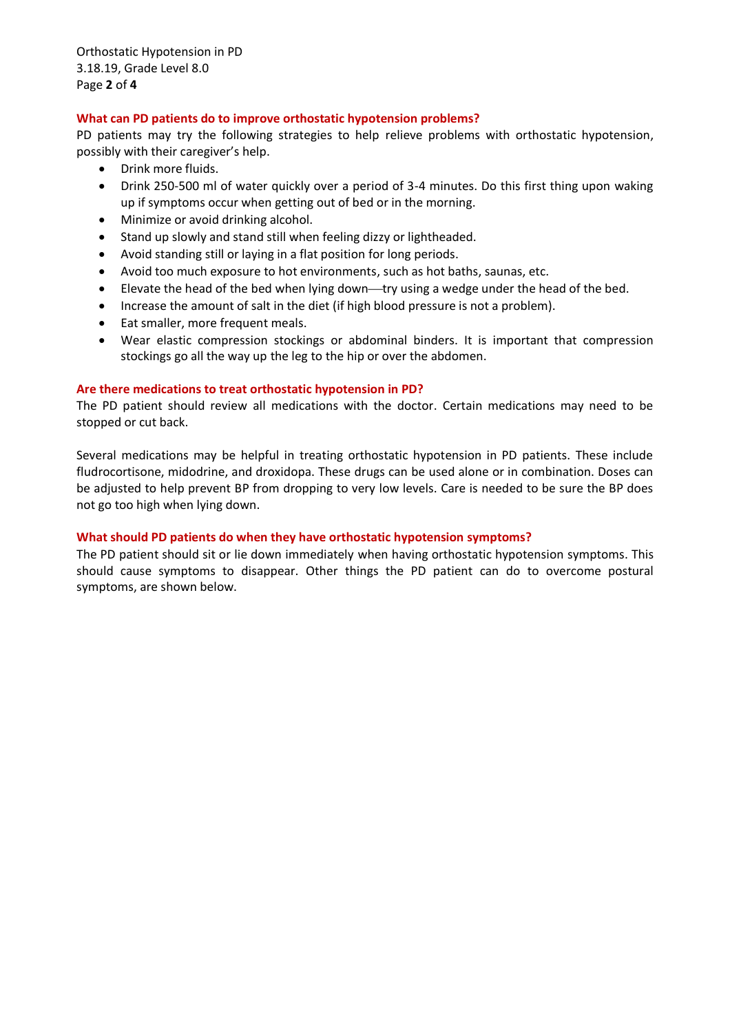## What can PD patients do to improve orthostatic hypotension problems?

PD patients may try the following strategies to help relieve problems with orthostatic hypotension, possibly with their caregiver's help.

- Drink more fluids.
- Drink 250-500 ml of water quickly over a period of 3-4 minutes. Do this first thing upon waking up if symptoms occur when getting out of bed or in the morning.
- Minimize or avoid drinking alcohol.
- Stand up slowly and stand still when feeling dizzy or lightheaded.
- Avoid standing still or laying in a flat position for long periods.
- Avoid too much exposure to hot environments, such as hot baths, saunas, etc.
- Elevate the head of the bed when lying down—try using a wedge under the head of the bed.
- Increase the amount of salt in the diet (if high blood pressure is not a problem).
- Eat smaller, more frequent meals.
- Wear elastic compression stockings or abdominal binders. It is important that compression stockings go all the way up the leg to the hip or over the abdomen.

## Are there medications to treat orthostatic hypotension in PD?

The PD patient should review all medications with the doctor. Certain medications may need to be stopped or cut back.

Several medications may be helpful in treating orthostatic hypotension in PD patients. These include fludrocortisone, midodrine, and droxidopa. These drugs can be used alone or in combination. Doses can be adjusted to help prevent BP from dropping to very low levels. Care is needed to be sure the BP does not go too high when lying down.

## What should PD patients do when they have orthostatic hypotension symptoms?

The PD patient should sit or lie down immediately when having orthostatic hypotension symptoms. This should cause symptoms to disappear. Other things the PD patient can do to overcome postural symptoms, are shown below.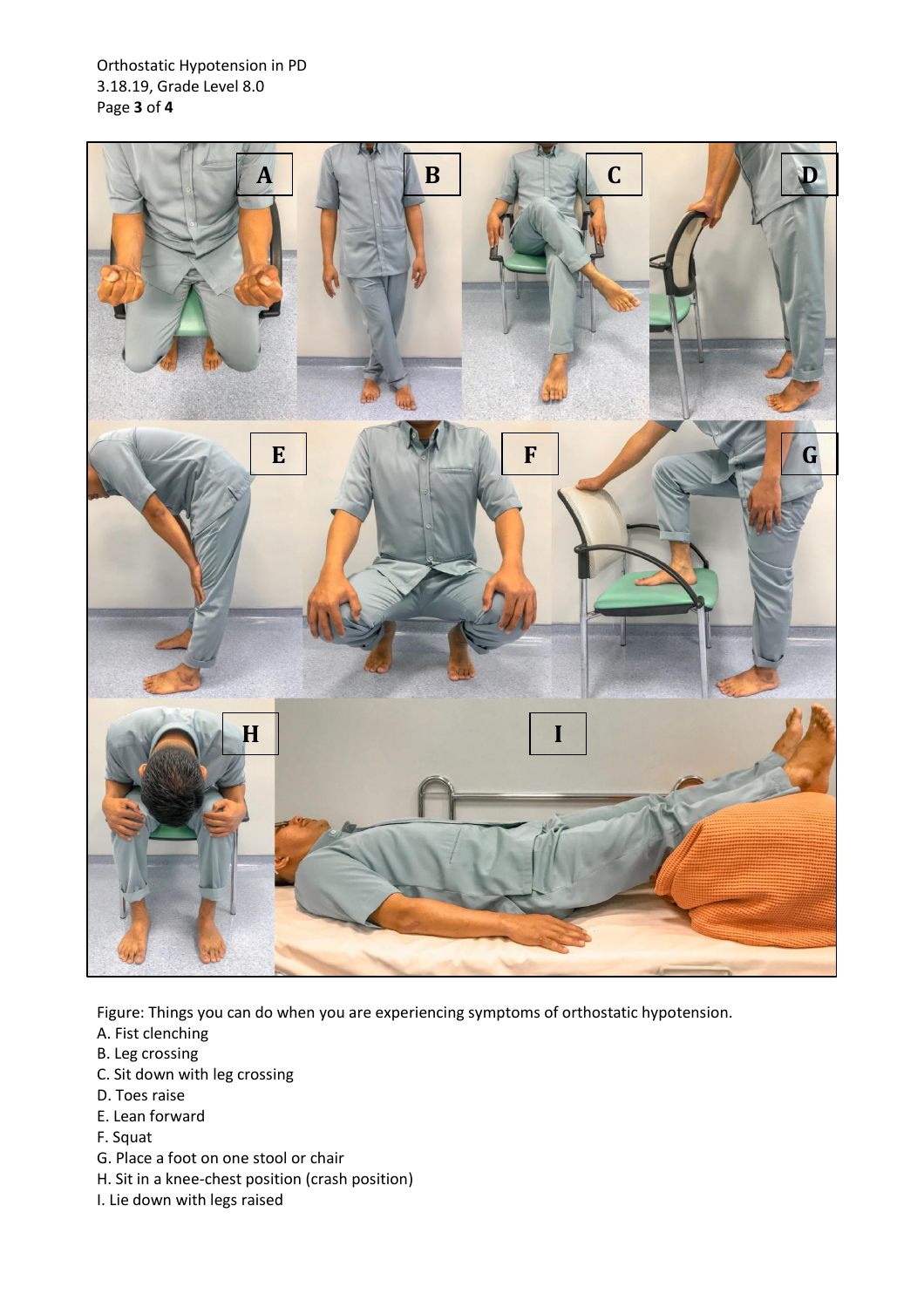Figure: Things you can do when you are experiencing symptoms of orthostatic hypotension.

A. Fist clenching
B. Leg crossing
C. Sit down with leg crossing
D. Toes raise
E. Lean forward
F. Squat
G. Place a foot on one stool or chair
H. Sit in a knee-chest position (crash position)
I. Lie down with legs raised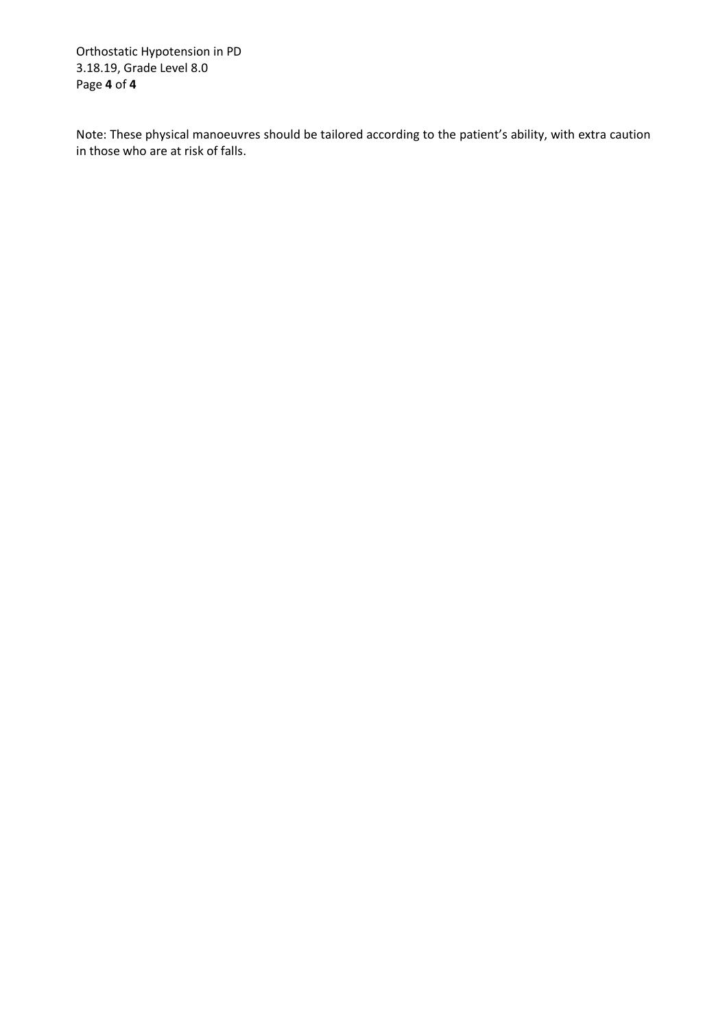Note: These physical manoeuvres should be tailored according to the patient's ability, with extra caution in those who are at risk of falls.